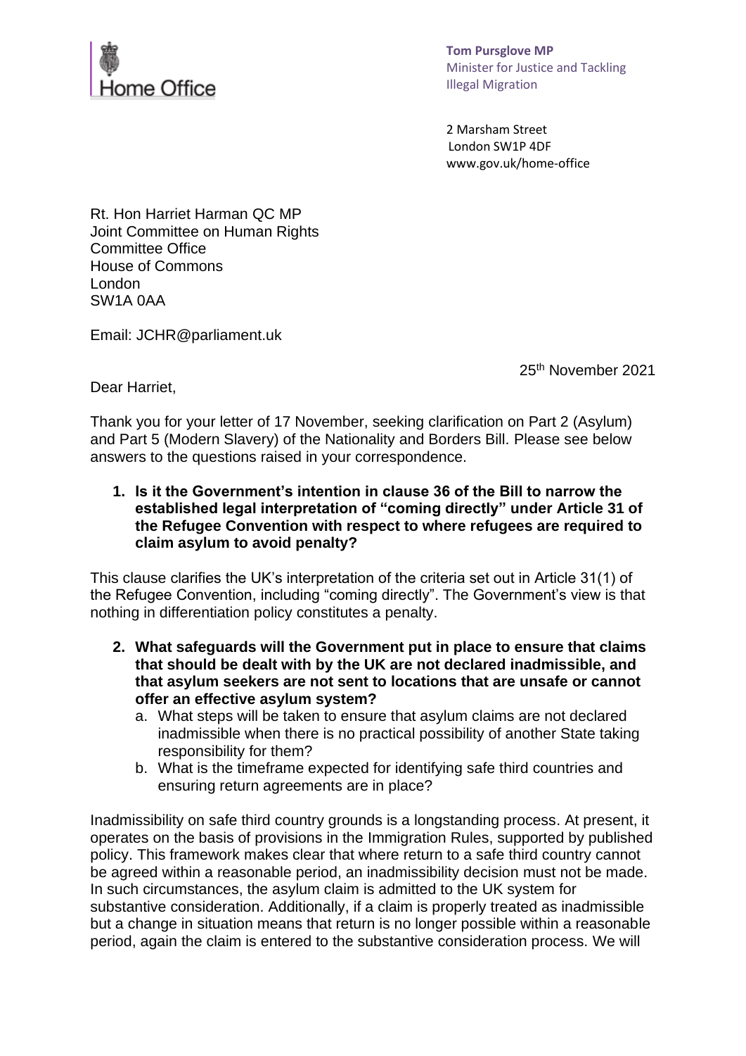Home Office

**Tom Pursglove MP**
Minister for Justice and Tackling Illegal Migration

2 Marsham Street
London SW1P 4DF
www.gov.uk/home-office

Rt. Hon Harriet Harman QC MP
Joint Committee on Human Rights
Committee Office
House of Commons
London
SW1A 0AA

Email: JCHR@parliament.uk

25th November 2021

Dear Harriet,

Thank you for your letter of 17 November, seeking clarification on Part 2 (Asylum) and Part 5 (Modern Slavery) of the Nationality and Borders Bill. Please see below answers to the questions raised in your correspondence.

1. **Is it the Government's intention in clause 36 of the Bill to narrow the established legal interpretation of "coming directly" under Article 31 of the Refugee Convention with respect to where refugees are required to claim asylum to avoid penalty?**

This clause clarifies the UK's interpretation of the criteria set out in Article 31(1) of the Refugee Convention, including "coming directly". The Government's view is that nothing in differentiation policy constitutes a penalty.

2. **What safeguards will the Government put in place to ensure that claims that should be dealt with by the UK are not declared inadmissible, and that asylum seekers are not sent to locations that are unsafe or cannot offer an effective asylum system?**
   a. What steps will be taken to ensure that asylum claims are not declared inadmissible when there is no practical possibility of another State taking responsibility for them?
   b. What is the timeframe expected for identifying safe third countries and ensuring return agreements are in place?

Inadmissibility on safe third country grounds is a longstanding process. At present, it operates on the basis of provisions in the Immigration Rules, supported by published policy. This framework makes clear that where return to a safe third country cannot be agreed within a reasonable period, an inadmissibility decision must not be made. In such circumstances, the asylum claim is admitted to the UK system for substantive consideration. Additionally, if a claim is properly treated as inadmissible but a change in situation means that return is no longer possible within a reasonable period, again the claim is entered to the substantive consideration process. We will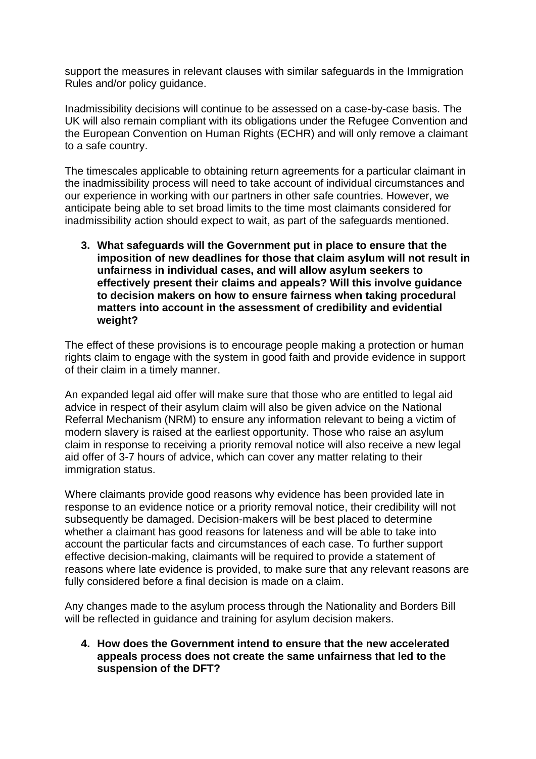support the measures in relevant clauses with similar safeguards in the Immigration Rules and/or policy guidance.

Inadmissibility decisions will continue to be assessed on a case-by-case basis. The UK will also remain compliant with its obligations under the Refugee Convention and the European Convention on Human Rights (ECHR) and will only remove a claimant to a safe country.

The timescales applicable to obtaining return agreements for a particular claimant in the inadmissibility process will need to take account of individual circumstances and our experience in working with our partners in other safe countries. However, we anticipate being able to set broad limits to the time most claimants considered for inadmissibility action should expect to wait, as part of the safeguards mentioned.

3. **What safeguards will the Government put in place to ensure that the imposition of new deadlines for those that claim asylum will not result in unfairness in individual cases, and will allow asylum seekers to effectively present their claims and appeals? Will this involve guidance to decision makers on how to ensure fairness when taking procedural matters into account in the assessment of credibility and evidential weight?**

The effect of these provisions is to encourage people making a protection or human rights claim to engage with the system in good faith and provide evidence in support of their claim in a timely manner.

An expanded legal aid offer will make sure that those who are entitled to legal aid advice in respect of their asylum claim will also be given advice on the National Referral Mechanism (NRM) to ensure any information relevant to being a victim of modern slavery is raised at the earliest opportunity. Those who raise an asylum claim in response to receiving a priority removal notice will also receive a new legal aid offer of 3-7 hours of advice, which can cover any matter relating to their immigration status.

Where claimants provide good reasons why evidence has been provided late in response to an evidence notice or a priority removal notice, their credibility will not subsequently be damaged. Decision-makers will be best placed to determine whether a claimant has good reasons for lateness and will be able to take into account the particular facts and circumstances of each case. To further support effective decision-making, claimants will be required to provide a statement of reasons where late evidence is provided, to make sure that any relevant reasons are fully considered before a final decision is made on a claim.

Any changes made to the asylum process through the Nationality and Borders Bill will be reflected in guidance and training for asylum decision makers.

4. **How does the Government intend to ensure that the new accelerated appeals process does not create the same unfairness that led to the suspension of the DFT?**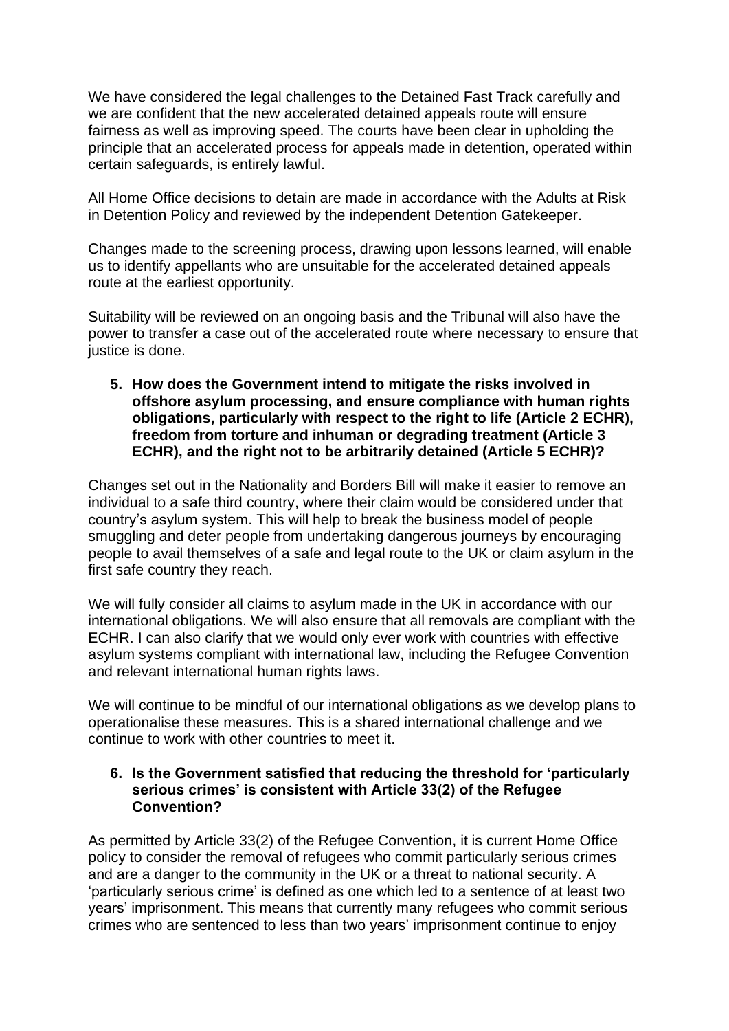We have considered the legal challenges to the Detained Fast Track carefully and we are confident that the new accelerated detained appeals route will ensure fairness as well as improving speed. The courts have been clear in upholding the principle that an accelerated process for appeals made in detention, operated within certain safeguards, is entirely lawful.

All Home Office decisions to detain are made in accordance with the Adults at Risk in Detention Policy and reviewed by the independent Detention Gatekeeper.

Changes made to the screening process, drawing upon lessons learned, will enable us to identify appellants who are unsuitable for the accelerated detained appeals route at the earliest opportunity.

Suitability will be reviewed on an ongoing basis and the Tribunal will also have the power to transfer a case out of the accelerated route where necessary to ensure that justice is done.

5. **How does the Government intend to mitigate the risks involved in offshore asylum processing, and ensure compliance with human rights obligations, particularly with respect to the right to life (Article 2 ECHR), freedom from torture and inhuman or degrading treatment (Article 3 ECHR), and the right not to be arbitrarily detained (Article 5 ECHR)?**

Changes set out in the Nationality and Borders Bill will make it easier to remove an individual to a safe third country, where their claim would be considered under that country's asylum system. This will help to break the business model of people smuggling and deter people from undertaking dangerous journeys by encouraging people to avail themselves of a safe and legal route to the UK or claim asylum in the first safe country they reach.

We will fully consider all claims to asylum made in the UK in accordance with our international obligations. We will also ensure that all removals are compliant with the ECHR. I can also clarify that we would only ever work with countries with effective asylum systems compliant with international law, including the Refugee Convention and relevant international human rights laws.

We will continue to be mindful of our international obligations as we develop plans to operationalise these measures. This is a shared international challenge and we continue to work with other countries to meet it.

6. **Is the Government satisfied that reducing the threshold for 'particularly serious crimes' is consistent with Article 33(2) of the Refugee Convention?**

As permitted by Article 33(2) of the Refugee Convention, it is current Home Office policy to consider the removal of refugees who commit particularly serious crimes and are a danger to the community in the UK or a threat to national security. A 'particularly serious crime' is defined as one which led to a sentence of at least two years' imprisonment. This means that currently many refugees who commit serious crimes who are sentenced to less than two years' imprisonment continue to enjoy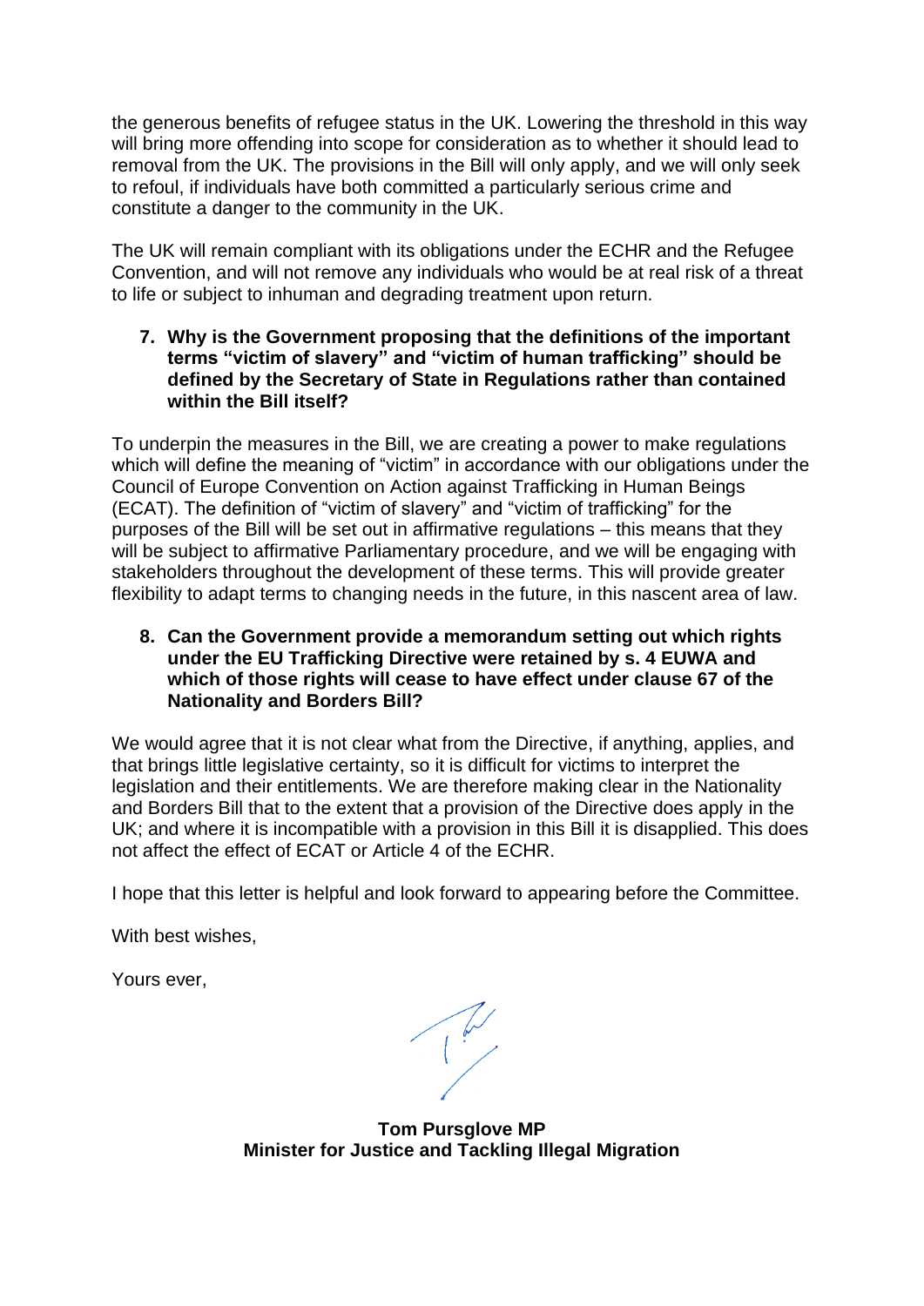the generous benefits of refugee status in the UK. Lowering the threshold in this way will bring more offending into scope for consideration as to whether it should lead to removal from the UK. The provisions in the Bill will only apply, and we will only seek to refoul, if individuals have both committed a particularly serious crime and constitute a danger to the community in the UK.

The UK will remain compliant with its obligations under the ECHR and the Refugee Convention, and will not remove any individuals who would be at real risk of a threat to life or subject to inhuman and degrading treatment upon return.

7. **Why is the Government proposing that the definitions of the important terms "victim of slavery" and "victim of human trafficking" should be defined by the Secretary of State in Regulations rather than contained within the Bill itself?**

To underpin the measures in the Bill, we are creating a power to make regulations which will define the meaning of "victim" in accordance with our obligations under the Council of Europe Convention on Action against Trafficking in Human Beings (ECAT). The definition of "victim of slavery" and "victim of trafficking" for the purposes of the Bill will be set out in affirmative regulations – this means that they will be subject to affirmative Parliamentary procedure, and we will be engaging with stakeholders throughout the development of these terms. This will provide greater flexibility to adapt terms to changing needs in the future, in this nascent area of law.

8. **Can the Government provide a memorandum setting out which rights under the EU Trafficking Directive were retained by s. 4 EUWA and which of those rights will cease to have effect under clause 67 of the Nationality and Borders Bill?**

We would agree that it is not clear what from the Directive, if anything, applies, and that brings little legislative certainty, so it is difficult for victims to interpret the legislation and their entitlements. We are therefore making clear in the Nationality and Borders Bill that to the extent that a provision of the Directive does apply in the UK; and where it is incompatible with a provision in this Bill it is disapplied. This does not affect the effect of ECAT or Article 4 of the ECHR.

I hope that this letter is helpful and look forward to appearing before the Committee.

With best wishes,

Yours ever,

**Tom Pursglove MP**
**Minister for Justice and Tackling Illegal Migration**